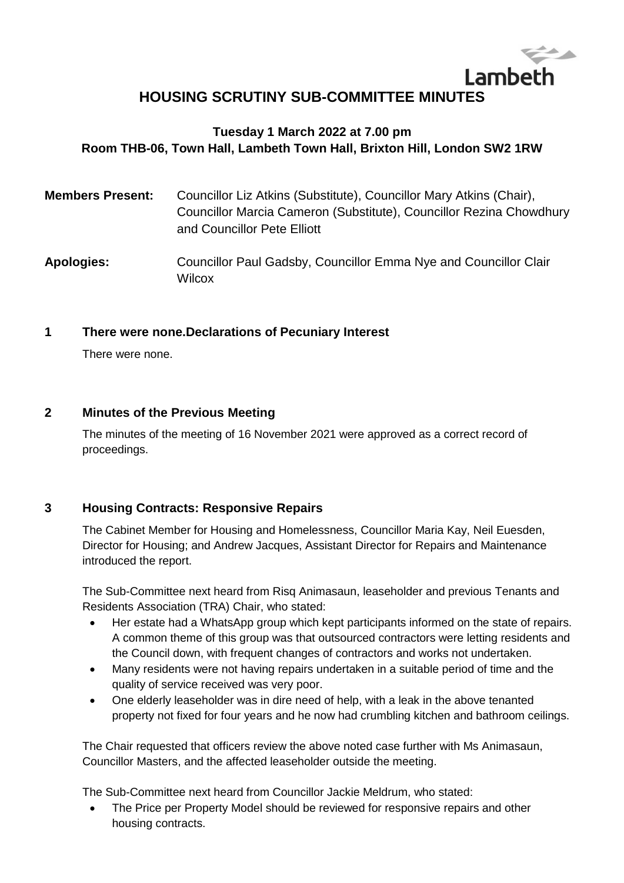Lambeth

# HOUSING SCRUTINY SUB-COMMITTEE MINUTES

**Tuesday 1 March 2022 at 7.00 pm**
**Room THB-06, Town Hall, Lambeth Town Hall, Brixton Hill, London SW2 1RW**

**Members Present:** Councillor Liz Atkins (Substitute), Councillor Mary Atkins (Chair), Councillor Marcia Cameron (Substitute), Councillor Rezina Chowdhury and Councillor Pete Elliott

**Apologies:** Councillor Paul Gadsby, Councillor Emma Nye and Councillor Clair Wilcox

## 1 There were none.Declarations of Pecuniary Interest

There were none.

## 2 Minutes of the Previous Meeting

The minutes of the meeting of 16 November 2021 were approved as a correct record of proceedings.

## 3 Housing Contracts: Responsive Repairs

The Cabinet Member for Housing and Homelessness, Councillor Maria Kay, Neil Euesden, Director for Housing; and Andrew Jacques, Assistant Director for Repairs and Maintenance introduced the report.

The Sub-Committee next heard from Risq Animasaun, leaseholder and previous Tenants and Residents Association (TRA) Chair, who stated:

- Her estate had a WhatsApp group which kept participants informed on the state of repairs. A common theme of this group was that outsourced contractors were letting residents and the Council down, with frequent changes of contractors and works not undertaken.
- Many residents were not having repairs undertaken in a suitable period of time and the quality of service received was very poor.
- One elderly leaseholder was in dire need of help, with a leak in the above tenanted property not fixed for four years and he now had crumbling kitchen and bathroom ceilings.

The Chair requested that officers review the above noted case further with Ms Animasaun, Councillor Masters, and the affected leaseholder outside the meeting.

The Sub-Committee next heard from Councillor Jackie Meldrum, who stated:

- The Price per Property Model should be reviewed for responsive repairs and other housing contracts.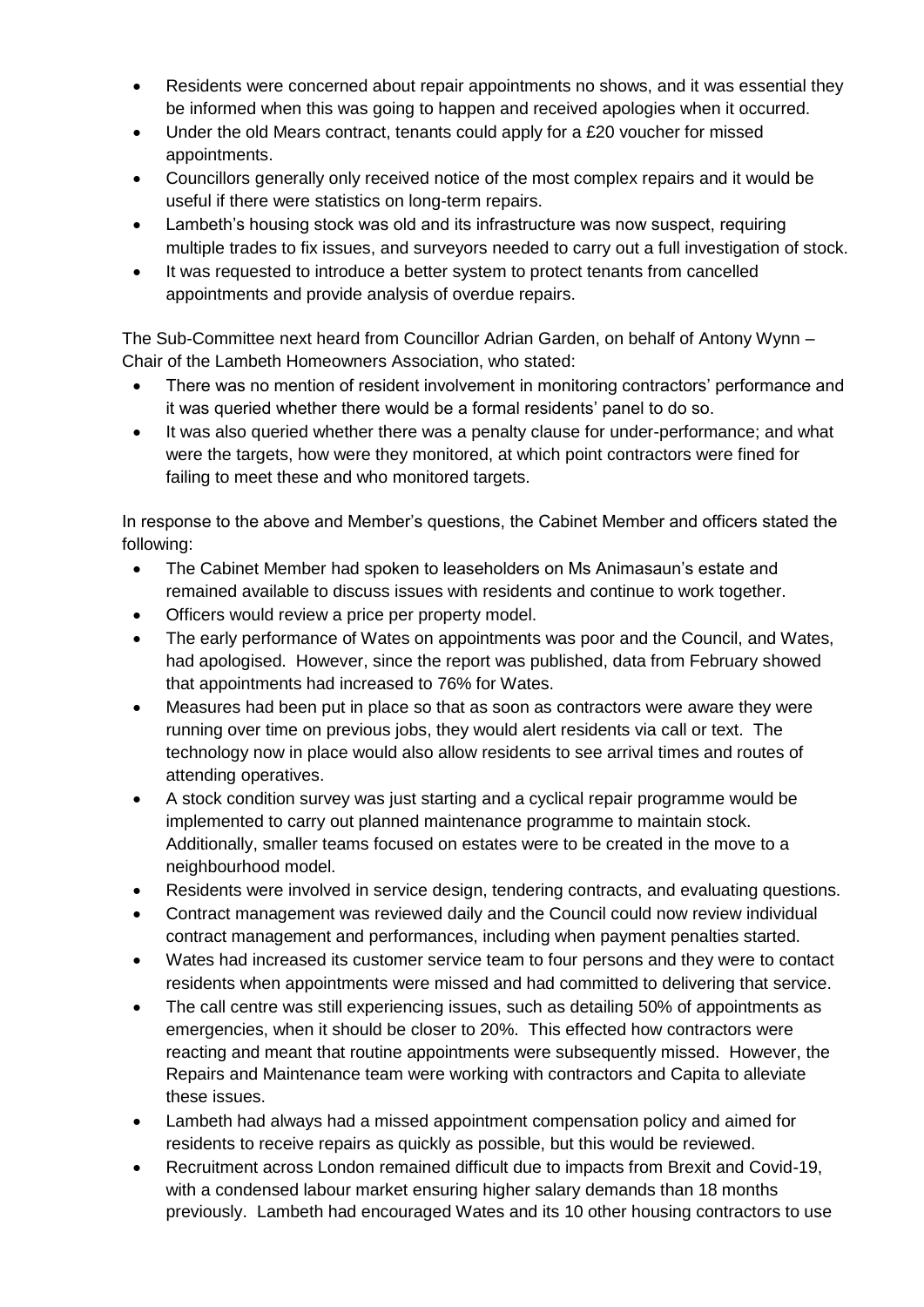- Residents were concerned about repair appointments no shows, and it was essential they be informed when this was going to happen and received apologies when it occurred.
- Under the old Mears contract, tenants could apply for a £20 voucher for missed appointments.
- Councillors generally only received notice of the most complex repairs and it would be useful if there were statistics on long-term repairs.
- Lambeth's housing stock was old and its infrastructure was now suspect, requiring multiple trades to fix issues, and surveyors needed to carry out a full investigation of stock.
- It was requested to introduce a better system to protect tenants from cancelled appointments and provide analysis of overdue repairs.

The Sub-Committee next heard from Councillor Adrian Garden, on behalf of Antony Wynn – Chair of the Lambeth Homeowners Association, who stated:

- There was no mention of resident involvement in monitoring contractors' performance and it was queried whether there would be a formal residents' panel to do so.
- It was also queried whether there was a penalty clause for under-performance; and what were the targets, how were they monitored, at which point contractors were fined for failing to meet these and who monitored targets.

In response to the above and Member's questions, the Cabinet Member and officers stated the following:

- The Cabinet Member had spoken to leaseholders on Ms Animasaun's estate and remained available to discuss issues with residents and continue to work together.
- Officers would review a price per property model.
- The early performance of Wates on appointments was poor and the Council, and Wates, had apologised. However, since the report was published, data from February showed that appointments had increased to 76% for Wates.
- Measures had been put in place so that as soon as contractors were aware they were running over time on previous jobs, they would alert residents via call or text. The technology now in place would also allow residents to see arrival times and routes of attending operatives.
- A stock condition survey was just starting and a cyclical repair programme would be implemented to carry out planned maintenance programme to maintain stock. Additionally, smaller teams focused on estates were to be created in the move to a neighbourhood model.
- Residents were involved in service design, tendering contracts, and evaluating questions.
- Contract management was reviewed daily and the Council could now review individual contract management and performances, including when payment penalties started.
- Wates had increased its customer service team to four persons and they were to contact residents when appointments were missed and had committed to delivering that service.
- The call centre was still experiencing issues, such as detailing 50% of appointments as emergencies, when it should be closer to 20%. This effected how contractors were reacting and meant that routine appointments were subsequently missed. However, the Repairs and Maintenance team were working with contractors and Capita to alleviate these issues.
- Lambeth had always had a missed appointment compensation policy and aimed for residents to receive repairs as quickly as possible, but this would be reviewed.
- Recruitment across London remained difficult due to impacts from Brexit and Covid-19, with a condensed labour market ensuring higher salary demands than 18 months previously. Lambeth had encouraged Wates and its 10 other housing contractors to use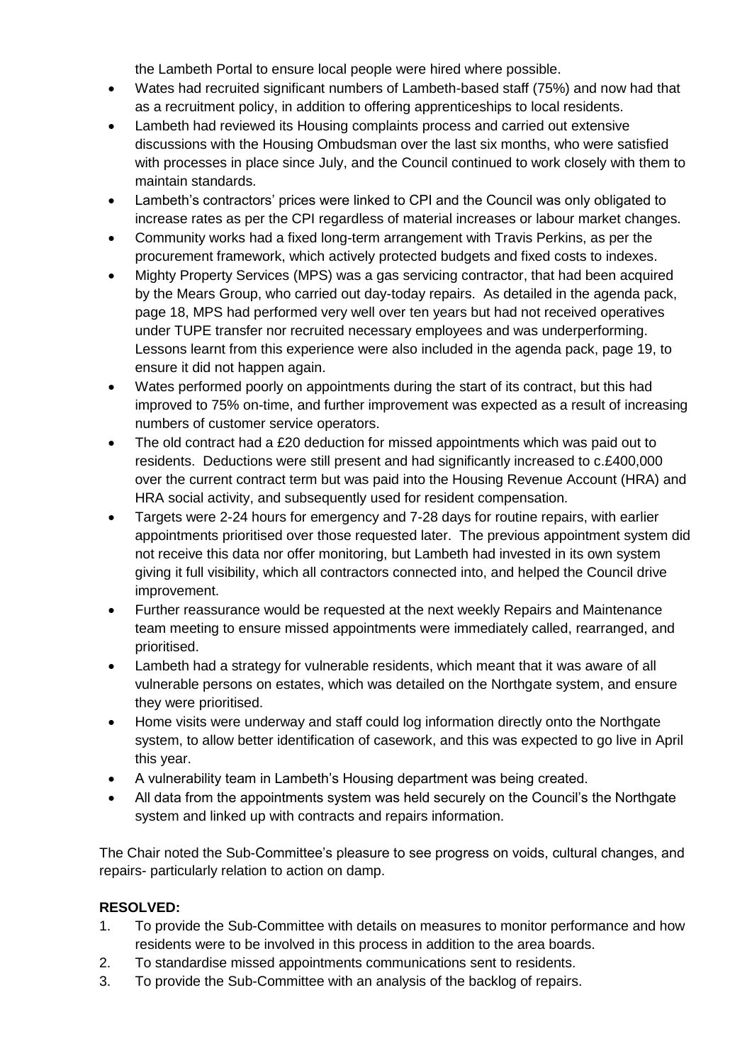the Lambeth Portal to ensure local people were hired where possible.

- Wates had recruited significant numbers of Lambeth-based staff (75%) and now had that as a recruitment policy, in addition to offering apprenticeships to local residents.
- Lambeth had reviewed its Housing complaints process and carried out extensive discussions with the Housing Ombudsman over the last six months, who were satisfied with processes in place since July, and the Council continued to work closely with them to maintain standards.
- Lambeth's contractors' prices were linked to CPI and the Council was only obligated to increase rates as per the CPI regardless of material increases or labour market changes.
- Community works had a fixed long-term arrangement with Travis Perkins, as per the procurement framework, which actively protected budgets and fixed costs to indexes.
- Mighty Property Services (MPS) was a gas servicing contractor, that had been acquired by the Mears Group, who carried out day-today repairs. As detailed in the agenda pack, page 18, MPS had performed very well over ten years but had not received operatives under TUPE transfer nor recruited necessary employees and was underperforming. Lessons learnt from this experience were also included in the agenda pack, page 19, to ensure it did not happen again.
- Wates performed poorly on appointments during the start of its contract, but this had improved to 75% on-time, and further improvement was expected as a result of increasing numbers of customer service operators.
- The old contract had a £20 deduction for missed appointments which was paid out to residents. Deductions were still present and had significantly increased to c.£400,000 over the current contract term but was paid into the Housing Revenue Account (HRA) and HRA social activity, and subsequently used for resident compensation.
- Targets were 2-24 hours for emergency and 7-28 days for routine repairs, with earlier appointments prioritised over those requested later. The previous appointment system did not receive this data nor offer monitoring, but Lambeth had invested in its own system giving it full visibility, which all contractors connected into, and helped the Council drive improvement.
- Further reassurance would be requested at the next weekly Repairs and Maintenance team meeting to ensure missed appointments were immediately called, rearranged, and prioritised.
- Lambeth had a strategy for vulnerable residents, which meant that it was aware of all vulnerable persons on estates, which was detailed on the Northgate system, and ensure they were prioritised.
- Home visits were underway and staff could log information directly onto the Northgate system, to allow better identification of casework, and this was expected to go live in April this year.
- A vulnerability team in Lambeth's Housing department was being created.
- All data from the appointments system was held securely on the Council's the Northgate system and linked up with contracts and repairs information.

The Chair noted the Sub-Committee's pleasure to see progress on voids, cultural changes, and repairs- particularly relation to action on damp.

**RESOLVED:**

1. To provide the Sub-Committee with details on measures to monitor performance and how residents were to be involved in this process in addition to the area boards.
2. To standardise missed appointments communications sent to residents.
3. To provide the Sub-Committee with an analysis of the backlog of repairs.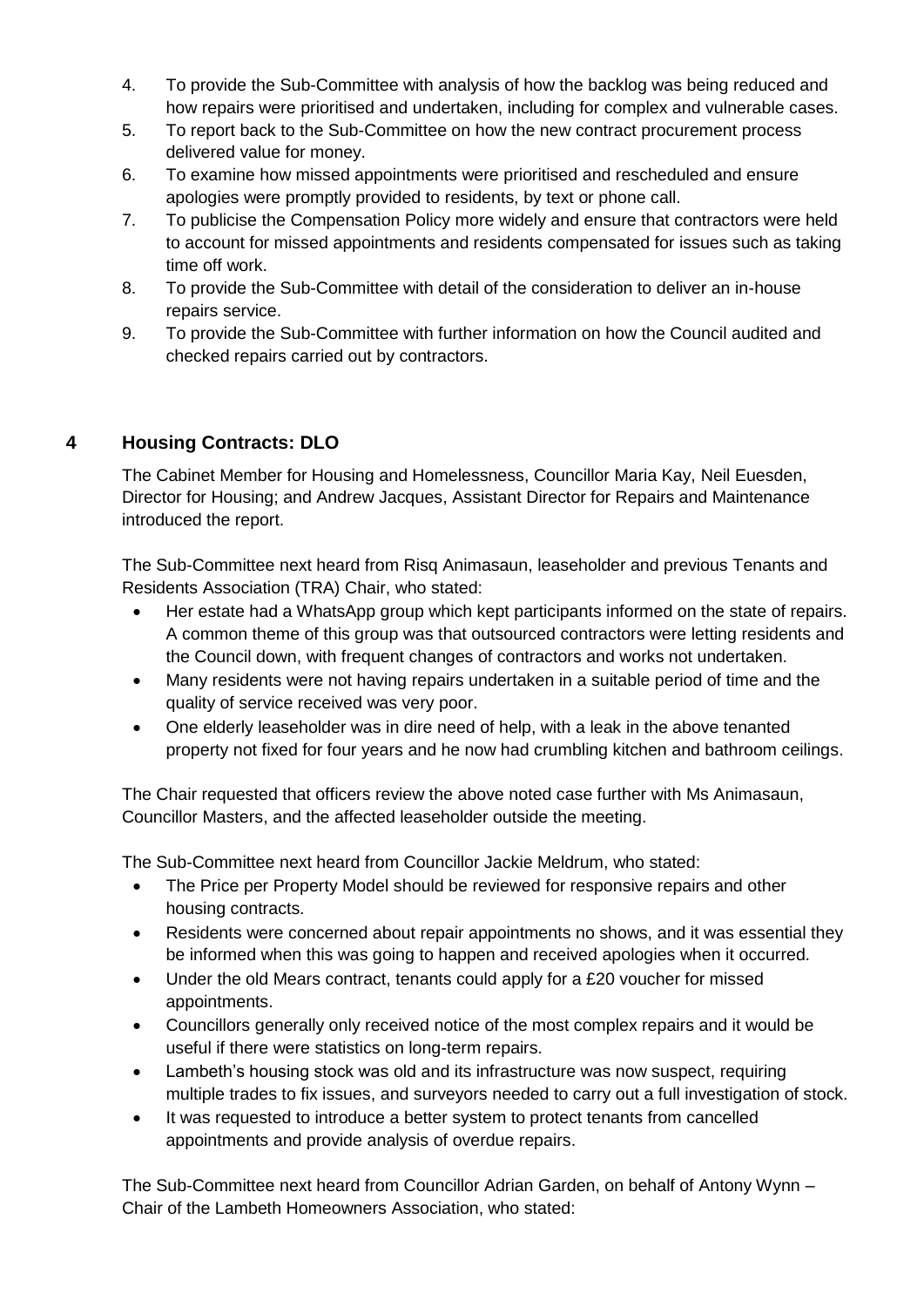4. To provide the Sub-Committee with analysis of how the backlog was being reduced and how repairs were prioritised and undertaken, including for complex and vulnerable cases.
5. To report back to the Sub-Committee on how the new contract procurement process delivered value for money.
6. To examine how missed appointments were prioritised and rescheduled and ensure apologies were promptly provided to residents, by text or phone call.
7. To publicise the Compensation Policy more widely and ensure that contractors were held to account for missed appointments and residents compensated for issues such as taking time off work.
8. To provide the Sub-Committee with detail of the consideration to deliver an in-house repairs service.
9. To provide the Sub-Committee with further information on how the Council audited and checked repairs carried out by contractors.

## 4 Housing Contracts: DLO

The Cabinet Member for Housing and Homelessness, Councillor Maria Kay, Neil Euesden, Director for Housing; and Andrew Jacques, Assistant Director for Repairs and Maintenance introduced the report.

The Sub-Committee next heard from Risq Animasaun, leaseholder and previous Tenants and Residents Association (TRA) Chair, who stated:

- Her estate had a WhatsApp group which kept participants informed on the state of repairs. A common theme of this group was that outsourced contractors were letting residents and the Council down, with frequent changes of contractors and works not undertaken.
- Many residents were not having repairs undertaken in a suitable period of time and the quality of service received was very poor.
- One elderly leaseholder was in dire need of help, with a leak in the above tenanted property not fixed for four years and he now had crumbling kitchen and bathroom ceilings.

The Chair requested that officers review the above noted case further with Ms Animasaun, Councillor Masters, and the affected leaseholder outside the meeting.

The Sub-Committee next heard from Councillor Jackie Meldrum, who stated:

- The Price per Property Model should be reviewed for responsive repairs and other housing contracts.
- Residents were concerned about repair appointments no shows, and it was essential they be informed when this was going to happen and received apologies when it occurred.
- Under the old Mears contract, tenants could apply for a £20 voucher for missed appointments.
- Councillors generally only received notice of the most complex repairs and it would be useful if there were statistics on long-term repairs.
- Lambeth's housing stock was old and its infrastructure was now suspect, requiring multiple trades to fix issues, and surveyors needed to carry out a full investigation of stock.
- It was requested to introduce a better system to protect tenants from cancelled appointments and provide analysis of overdue repairs.

The Sub-Committee next heard from Councillor Adrian Garden, on behalf of Antony Wynn – Chair of the Lambeth Homeowners Association, who stated: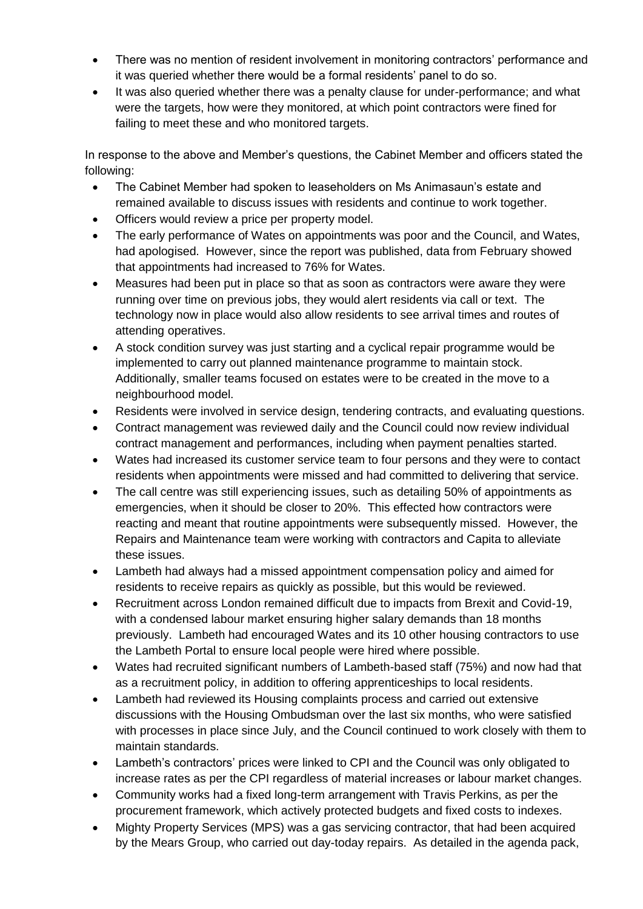- There was no mention of resident involvement in monitoring contractors' performance and it was queried whether there would be a formal residents' panel to do so.
- It was also queried whether there was a penalty clause for under-performance; and what were the targets, how were they monitored, at which point contractors were fined for failing to meet these and who monitored targets.

In response to the above and Member's questions, the Cabinet Member and officers stated the following:

- The Cabinet Member had spoken to leaseholders on Ms Animasaun's estate and remained available to discuss issues with residents and continue to work together.
- Officers would review a price per property model.
- The early performance of Wates on appointments was poor and the Council, and Wates, had apologised. However, since the report was published, data from February showed that appointments had increased to 76% for Wates.
- Measures had been put in place so that as soon as contractors were aware they were running over time on previous jobs, they would alert residents via call or text. The technology now in place would also allow residents to see arrival times and routes of attending operatives.
- A stock condition survey was just starting and a cyclical repair programme would be implemented to carry out planned maintenance programme to maintain stock. Additionally, smaller teams focused on estates were to be created in the move to a neighbourhood model.
- Residents were involved in service design, tendering contracts, and evaluating questions.
- Contract management was reviewed daily and the Council could now review individual contract management and performances, including when payment penalties started.
- Wates had increased its customer service team to four persons and they were to contact residents when appointments were missed and had committed to delivering that service.
- The call centre was still experiencing issues, such as detailing 50% of appointments as emergencies, when it should be closer to 20%. This effected how contractors were reacting and meant that routine appointments were subsequently missed. However, the Repairs and Maintenance team were working with contractors and Capita to alleviate these issues.
- Lambeth had always had a missed appointment compensation policy and aimed for residents to receive repairs as quickly as possible, but this would be reviewed.
- Recruitment across London remained difficult due to impacts from Brexit and Covid-19, with a condensed labour market ensuring higher salary demands than 18 months previously. Lambeth had encouraged Wates and its 10 other housing contractors to use the Lambeth Portal to ensure local people were hired where possible.
- Wates had recruited significant numbers of Lambeth-based staff (75%) and now had that as a recruitment policy, in addition to offering apprenticeships to local residents.
- Lambeth had reviewed its Housing complaints process and carried out extensive discussions with the Housing Ombudsman over the last six months, who were satisfied with processes in place since July, and the Council continued to work closely with them to maintain standards.
- Lambeth's contractors' prices were linked to CPI and the Council was only obligated to increase rates as per the CPI regardless of material increases or labour market changes.
- Community works had a fixed long-term arrangement with Travis Perkins, as per the procurement framework, which actively protected budgets and fixed costs to indexes.
- Mighty Property Services (MPS) was a gas servicing contractor, that had been acquired by the Mears Group, who carried out day-today repairs. As detailed in the agenda pack,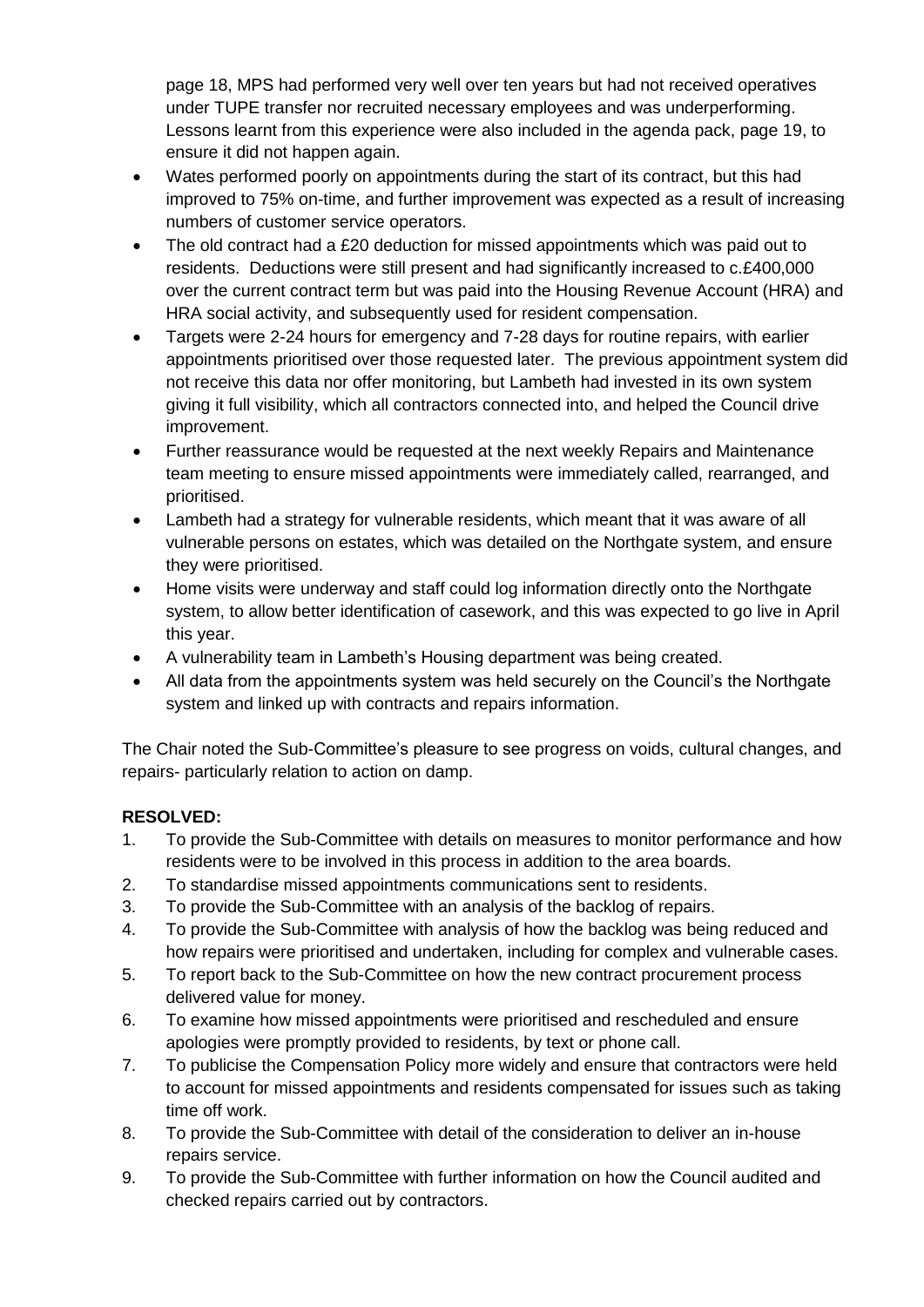page 18, MPS had performed very well over ten years but had not received operatives under TUPE transfer nor recruited necessary employees and was underperforming. Lessons learnt from this experience were also included in the agenda pack, page 19, to ensure it did not happen again.

- Wates performed poorly on appointments during the start of its contract, but this had improved to 75% on-time, and further improvement was expected as a result of increasing numbers of customer service operators.
- The old contract had a £20 deduction for missed appointments which was paid out to residents. Deductions were still present and had significantly increased to c.£400,000 over the current contract term but was paid into the Housing Revenue Account (HRA) and HRA social activity, and subsequently used for resident compensation.
- Targets were 2-24 hours for emergency and 7-28 days for routine repairs, with earlier appointments prioritised over those requested later. The previous appointment system did not receive this data nor offer monitoring, but Lambeth had invested in its own system giving it full visibility, which all contractors connected into, and helped the Council drive improvement.
- Further reassurance would be requested at the next weekly Repairs and Maintenance team meeting to ensure missed appointments were immediately called, rearranged, and prioritised.
- Lambeth had a strategy for vulnerable residents, which meant that it was aware of all vulnerable persons on estates, which was detailed on the Northgate system, and ensure they were prioritised.
- Home visits were underway and staff could log information directly onto the Northgate system, to allow better identification of casework, and this was expected to go live in April this year.
- A vulnerability team in Lambeth's Housing department was being created.
- All data from the appointments system was held securely on the Council's the Northgate system and linked up with contracts and repairs information.

The Chair noted the Sub-Committee's pleasure to see progress on voids, cultural changes, and repairs- particularly relation to action on damp.

**RESOLVED:**

1. To provide the Sub-Committee with details on measures to monitor performance and how residents were to be involved in this process in addition to the area boards.
2. To standardise missed appointments communications sent to residents.
3. To provide the Sub-Committee with an analysis of the backlog of repairs.
4. To provide the Sub-Committee with analysis of how the backlog was being reduced and how repairs were prioritised and undertaken, including for complex and vulnerable cases.
5. To report back to the Sub-Committee on how the new contract procurement process delivered value for money.
6. To examine how missed appointments were prioritised and rescheduled and ensure apologies were promptly provided to residents, by text or phone call.
7. To publicise the Compensation Policy more widely and ensure that contractors were held to account for missed appointments and residents compensated for issues such as taking time off work.
8. To provide the Sub-Committee with detail of the consideration to deliver an in-house repairs service.
9. To provide the Sub-Committee with further information on how the Council audited and checked repairs carried out by contractors.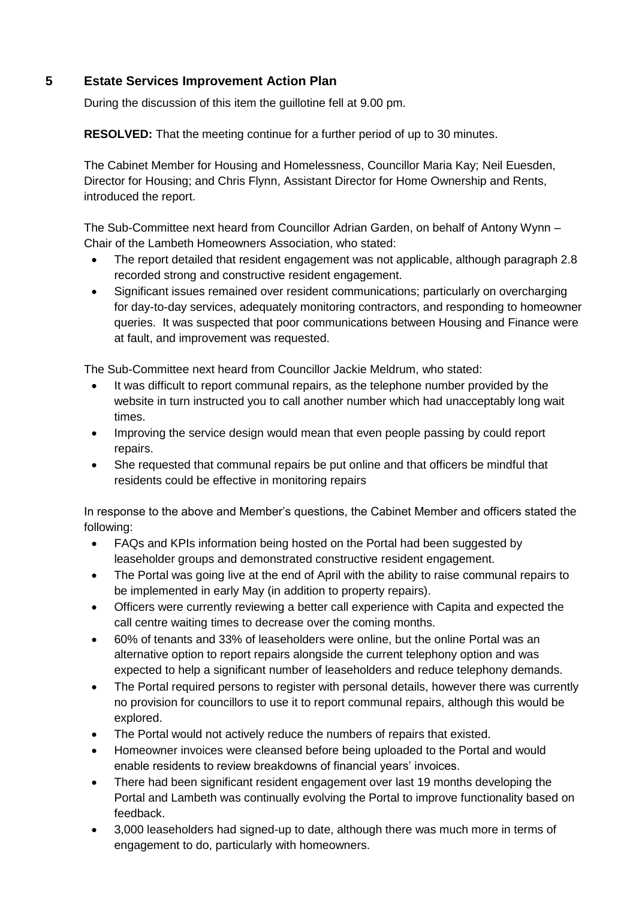## 5 Estate Services Improvement Action Plan

During the discussion of this item the guillotine fell at 9.00 pm.

**RESOLVED:** That the meeting continue for a further period of up to 30 minutes.

The Cabinet Member for Housing and Homelessness, Councillor Maria Kay; Neil Euesden, Director for Housing; and Chris Flynn, Assistant Director for Home Ownership and Rents, introduced the report.

The Sub-Committee next heard from Councillor Adrian Garden, on behalf of Antony Wynn – Chair of the Lambeth Homeowners Association, who stated:

- The report detailed that resident engagement was not applicable, although paragraph 2.8 recorded strong and constructive resident engagement.
- Significant issues remained over resident communications; particularly on overcharging for day-to-day services, adequately monitoring contractors, and responding to homeowner queries. It was suspected that poor communications between Housing and Finance were at fault, and improvement was requested.

The Sub-Committee next heard from Councillor Jackie Meldrum, who stated:

- It was difficult to report communal repairs, as the telephone number provided by the website in turn instructed you to call another number which had unacceptably long wait times.
- Improving the service design would mean that even people passing by could report repairs.
- She requested that communal repairs be put online and that officers be mindful that residents could be effective in monitoring repairs

In response to the above and Member's questions, the Cabinet Member and officers stated the following:

- FAQs and KPIs information being hosted on the Portal had been suggested by leaseholder groups and demonstrated constructive resident engagement.
- The Portal was going live at the end of April with the ability to raise communal repairs to be implemented in early May (in addition to property repairs).
- Officers were currently reviewing a better call experience with Capita and expected the call centre waiting times to decrease over the coming months.
- 60% of tenants and 33% of leaseholders were online, but the online Portal was an alternative option to report repairs alongside the current telephony option and was expected to help a significant number of leaseholders and reduce telephony demands.
- The Portal required persons to register with personal details, however there was currently no provision for councillors to use it to report communal repairs, although this would be explored.
- The Portal would not actively reduce the numbers of repairs that existed.
- Homeowner invoices were cleansed before being uploaded to the Portal and would enable residents to review breakdowns of financial years' invoices.
- There had been significant resident engagement over last 19 months developing the Portal and Lambeth was continually evolving the Portal to improve functionality based on feedback.
- 3,000 leaseholders had signed-up to date, although there was much more in terms of engagement to do, particularly with homeowners.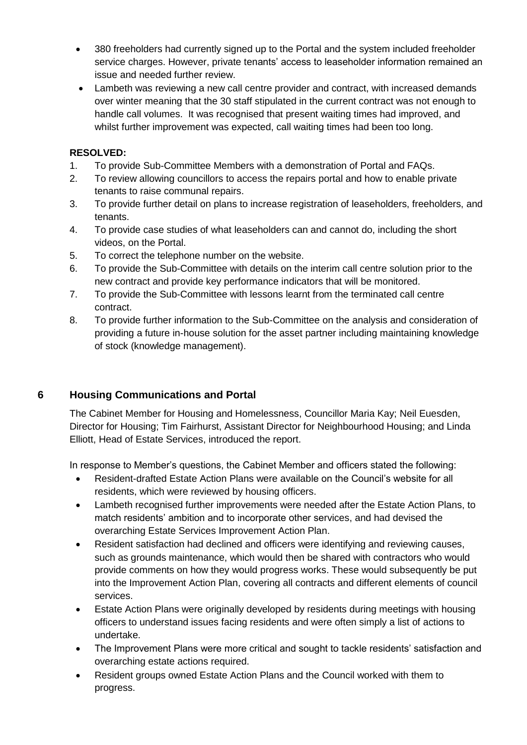- 380 freeholders had currently signed up to the Portal and the system included freeholder service charges. However, private tenants' access to leaseholder information remained an issue and needed further review.
- Lambeth was reviewing a new call centre provider and contract, with increased demands over winter meaning that the 30 staff stipulated in the current contract was not enough to handle call volumes. It was recognised that present waiting times had improved, and whilst further improvement was expected, call waiting times had been too long.

**RESOLVED:**

1. To provide Sub-Committee Members with a demonstration of Portal and FAQs.
2. To review allowing councillors to access the repairs portal and how to enable private tenants to raise communal repairs.
3. To provide further detail on plans to increase registration of leaseholders, freeholders, and tenants.
4. To provide case studies of what leaseholders can and cannot do, including the short videos, on the Portal.
5. To correct the telephone number on the website.
6. To provide the Sub-Committee with details on the interim call centre solution prior to the new contract and provide key performance indicators that will be monitored.
7. To provide the Sub-Committee with lessons learnt from the terminated call centre contract.
8. To provide further information to the Sub-Committee on the analysis and consideration of providing a future in-house solution for the asset partner including maintaining knowledge of stock (knowledge management).

## 6 Housing Communications and Portal

The Cabinet Member for Housing and Homelessness, Councillor Maria Kay; Neil Euesden, Director for Housing; Tim Fairhurst, Assistant Director for Neighbourhood Housing; and Linda Elliott, Head of Estate Services, introduced the report.

In response to Member's questions, the Cabinet Member and officers stated the following:

- Resident-drafted Estate Action Plans were available on the Council's website for all residents, which were reviewed by housing officers.
- Lambeth recognised further improvements were needed after the Estate Action Plans, to match residents' ambition and to incorporate other services, and had devised the overarching Estate Services Improvement Action Plan.
- Resident satisfaction had declined and officers were identifying and reviewing causes, such as grounds maintenance, which would then be shared with contractors who would provide comments on how they would progress works. These would subsequently be put into the Improvement Action Plan, covering all contracts and different elements of council services.
- Estate Action Plans were originally developed by residents during meetings with housing officers to understand issues facing residents and were often simply a list of actions to undertake.
- The Improvement Plans were more critical and sought to tackle residents' satisfaction and overarching estate actions required.
- Resident groups owned Estate Action Plans and the Council worked with them to progress.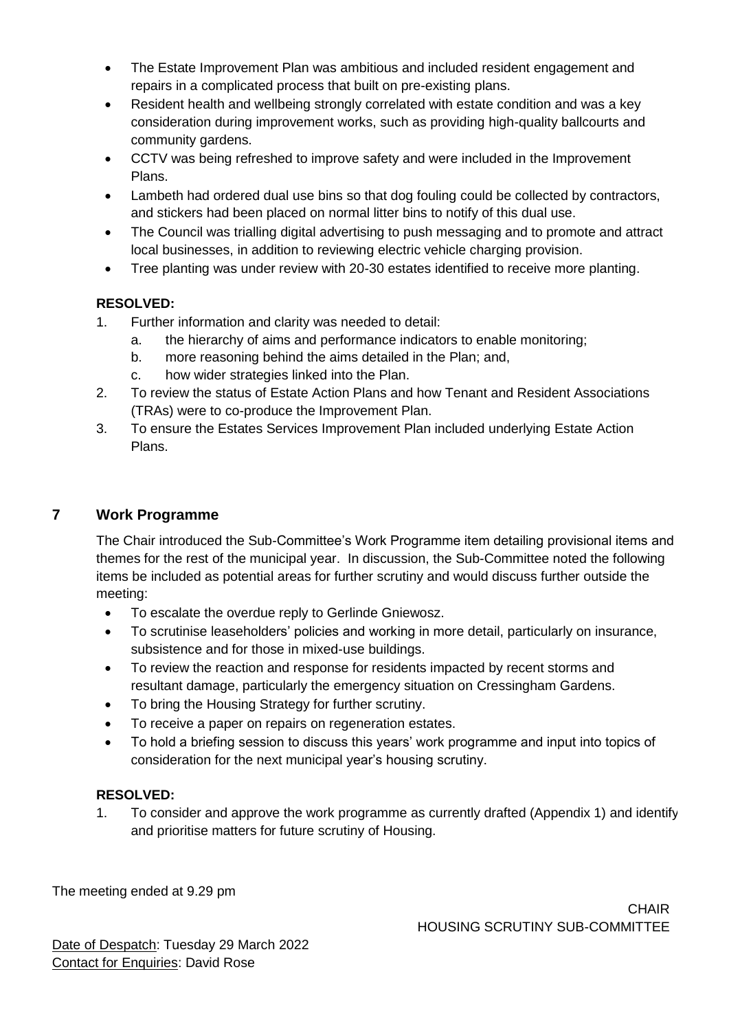- The Estate Improvement Plan was ambitious and included resident engagement and repairs in a complicated process that built on pre-existing plans.
- Resident health and wellbeing strongly correlated with estate condition and was a key consideration during improvement works, such as providing high-quality ballcourts and community gardens.
- CCTV was being refreshed to improve safety and were included in the Improvement Plans.
- Lambeth had ordered dual use bins so that dog fouling could be collected by contractors, and stickers had been placed on normal litter bins to notify of this dual use.
- The Council was trialling digital advertising to push messaging and to promote and attract local businesses, in addition to reviewing electric vehicle charging provision.
- Tree planting was under review with 20-30 estates identified to receive more planting.

**RESOLVED:**

1. Further information and clarity was needed to detail:
   a. the hierarchy of aims and performance indicators to enable monitoring;
   b. more reasoning behind the aims detailed in the Plan; and,
   c. how wider strategies linked into the Plan.
2. To review the status of Estate Action Plans and how Tenant and Resident Associations (TRAs) were to co-produce the Improvement Plan.
3. To ensure the Estates Services Improvement Plan included underlying Estate Action Plans.

## 7 Work Programme

The Chair introduced the Sub-Committee's Work Programme item detailing provisional items and themes for the rest of the municipal year. In discussion, the Sub-Committee noted the following items be included as potential areas for further scrutiny and would discuss further outside the meeting:

- To escalate the overdue reply to Gerlinde Gniewosz.
- To scrutinise leaseholders' policies and working in more detail, particularly on insurance, subsistence and for those in mixed-use buildings.
- To review the reaction and response for residents impacted by recent storms and resultant damage, particularly the emergency situation on Cressingham Gardens.
- To bring the Housing Strategy for further scrutiny.
- To receive a paper on repairs on regeneration estates.
- To hold a briefing session to discuss this years' work programme and input into topics of consideration for the next municipal year's housing scrutiny.

**RESOLVED:**

1. To consider and approve the work programme as currently drafted (Appendix 1) and identify and prioritise matters for future scrutiny of Housing.

The meeting ended at 9.29 pm

CHAIR
HOUSING SCRUTINY SUB-COMMITTEE

Date of Despatch: Tuesday 29 March 2022
Contact for Enquiries: David Rose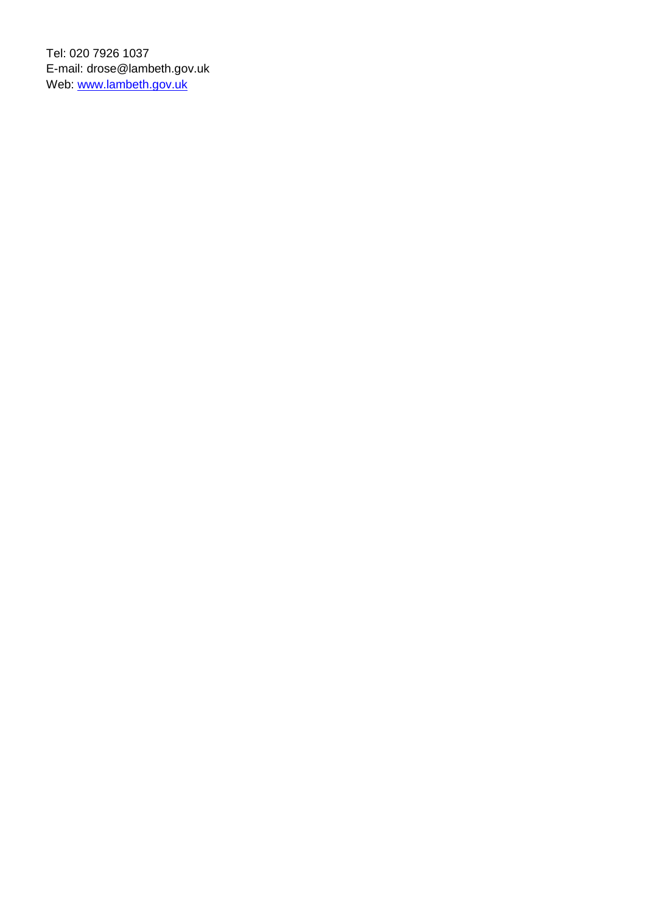Tel: 020 7926 1037
E-mail: drose@lambeth.gov.uk
Web: [www.lambeth.gov.uk](http://www.lambeth.gov.uk)